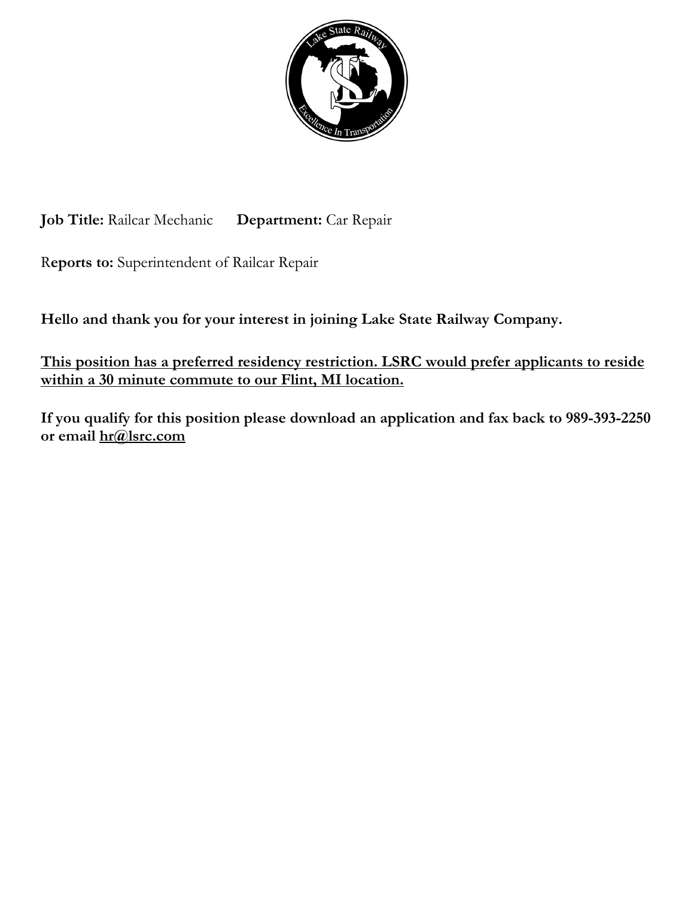**Job Title:** Railcar Mechanic **Department:** Car Repair

**Reports to:** Superintendent of Railcar Repair

**Hello and thank you for your interest in joining Lake State Railway Company.**

**<u>This position has a preferred residency restriction. LSRC would prefer applicants to reside within a 30 minute commute to our Flint, MI location.</u>**

**If you qualify for this position please download an application and fax back to 989-393-2250 or email <u>hr@lsrc.com</u>**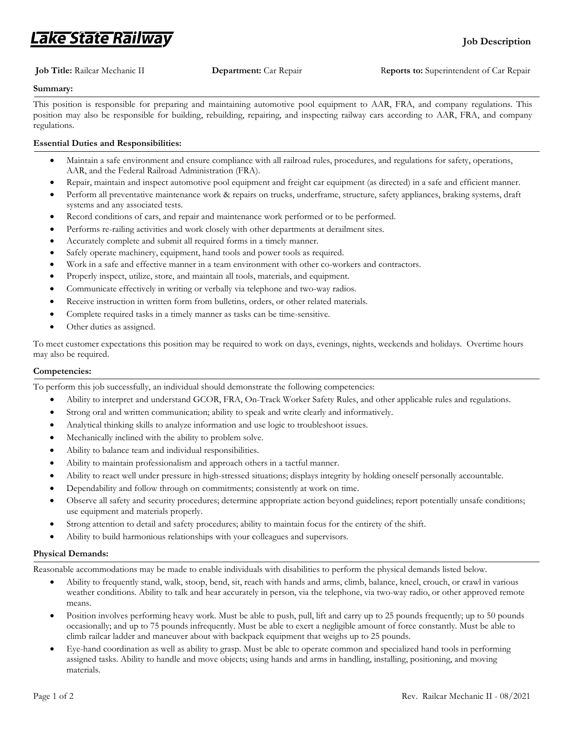# Lake State Railway

**Job Description**

**Job Title:** Railcar Mechanic II **Department:** Car Repair **Reports to:** Superintendent of Car Repair

**Summary:**

This position is responsible for preparing and maintaining automotive pool equipment to AAR, FRA, and company regulations. This position may also be responsible for building, rebuilding, repairing, and inspecting railway cars according to AAR, FRA, and company regulations.

**Essential Duties and Responsibilities:**

- Maintain a safe environment and ensure compliance with all railroad rules, procedures, and regulations for safety, operations, AAR, and the Federal Railroad Administration (FRA).
- Repair, maintain and inspect automotive pool equipment and freight car equipment (as directed) in a safe and efficient manner.
- Perform all preventative maintenance work & repairs on trucks, underframe, structure, safety appliances, braking systems, draft systems and any associated tests.
- Record conditions of cars, and repair and maintenance work performed or to be performed.
- Performs re-railing activities and work closely with other departments at derailment sites.
- Accurately complete and submit all required forms in a timely manner.
- Safely operate machinery, equipment, hand tools and power tools as required.
- Work in a safe and effective manner in a team environment with other co-workers and contractors.
- Properly inspect, utilize, store, and maintain all tools, materials, and equipment.
- Communicate effectively in writing or verbally via telephone and two-way radios.
- Receive instruction in written form from bulletins, orders, or other related materials.
- Complete required tasks in a timely manner as tasks can be time-sensitive.
- Other duties as assigned.

To meet customer expectations this position may be required to work on days, evenings, nights, weekends and holidays. Overtime hours may also be required.

**Competencies:**

To perform this job successfully, an individual should demonstrate the following competencies:

- Ability to interpret and understand GCOR, FRA, On-Track Worker Safety Rules, and other applicable rules and regulations.
- Strong oral and written communication; ability to speak and write clearly and informatively.
- Analytical thinking skills to analyze information and use logic to troubleshoot issues.
- Mechanically inclined with the ability to problem solve.
- Ability to balance team and individual responsibilities.
- Ability to maintain professionalism and approach others in a tactful manner.
- Ability to react well under pressure in high-stressed situations; displays integrity by holding oneself personally accountable.
- Dependability and follow through on commitments; consistently at work on time.
- Observe all safety and security procedures; determine appropriate action beyond guidelines; report potentially unsafe conditions; use equipment and materials properly.
- Strong attention to detail and safety procedures; ability to maintain focus for the entirety of the shift.
- Ability to build harmonious relationships with your colleagues and supervisors.

**Physical Demands:**

Reasonable accommodations may be made to enable individuals with disabilities to perform the physical demands listed below.

- Ability to frequently stand, walk, stoop, bend, sit, reach with hands and arms, climb, balance, kneel, crouch, or crawl in various weather conditions. Ability to talk and hear accurately in person, via the telephone, via two-way radio, or other approved remote means.
- Position involves performing heavy work. Must be able to push, pull, lift and carry up to 25 pounds frequently; up to 50 pounds occasionally; and up to 75 pounds infrequently. Must be able to exert a negligible amount of force constantly. Must be able to climb railcar ladder and maneuver about with backpack equipment that weighs up to 25 pounds.
- Eye-hand coordination as well as ability to grasp. Must be able to operate common and specialized hand tools in performing assigned tasks. Ability to handle and move objects; using hands and arms in handling, installing, positioning, and moving materials.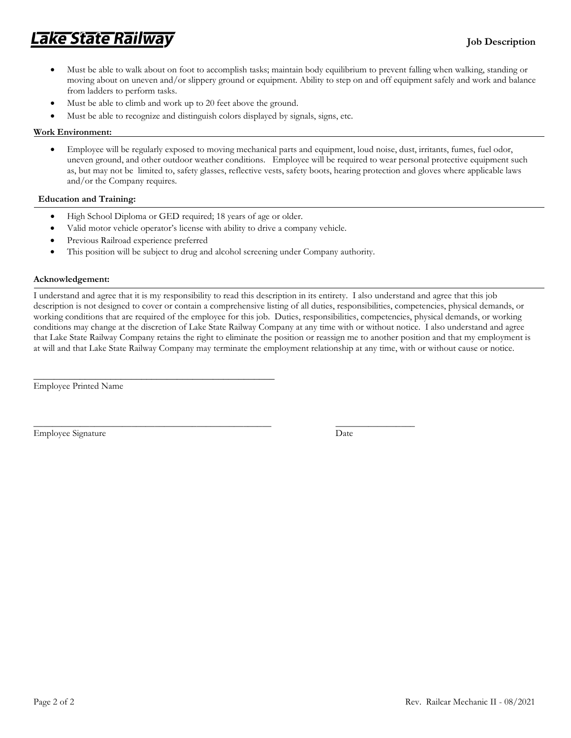- Must be able to walk about on foot to accomplish tasks; maintain body equilibrium to prevent falling when walking, standing or moving about on uneven and/or slippery ground or equipment. Ability to step on and off equipment safely and work and balance from ladders to perform tasks.
- Must be able to climb and work up to 20 feet above the ground.
- Must be able to recognize and distinguish colors displayed by signals, signs, etc.

**Work Environment:**

- Employee will be regularly exposed to moving mechanical parts and equipment, loud noise, dust, irritants, fumes, fuel odor, uneven ground, and other outdoor weather conditions. Employee will be required to wear personal protective equipment such as, but may not be limited to, safety glasses, reflective vests, safety boots, hearing protection and gloves where applicable laws and/or the Company requires.

**Education and Training:**

- High School Diploma or GED required; 18 years of age or older.
- Valid motor vehicle operator's license with ability to drive a company vehicle.
- Previous Railroad experience preferred
- This position will be subject to drug and alcohol screening under Company authority.

**Acknowledgement:**

I understand and agree that it is my responsibility to read this description in its entirety. I also understand and agree that this job description is not designed to cover or contain a comprehensive listing of all duties, responsibilities, competencies, physical demands, or working conditions that are required of the employee for this job. Duties, responsibilities, competencies, physical demands, or working conditions may change at the discretion of Lake State Railway Company at any time with or without notice. I also understand and agree that Lake State Railway Company retains the right to eliminate the position or reassign me to another position and that my employment is at will and that Lake State Railway Company may terminate the employment relationship at any time, with or without cause or notice.

______________________________________________________
Employee Printed Name

______________________________________________________ ________________
Employee Signature Date

Rev. Railcar Mechanic II - 08/2021